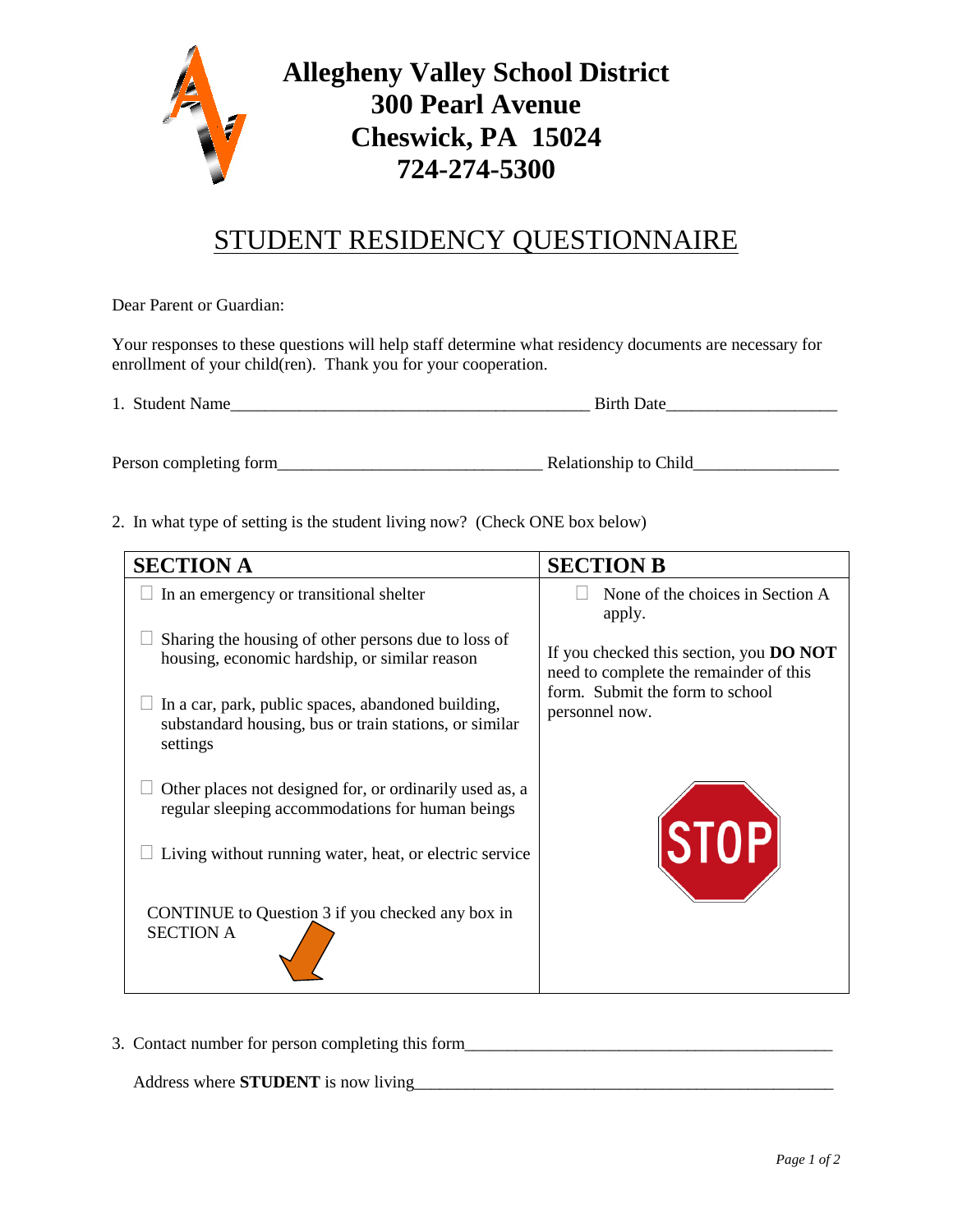# Allegheny Valley School District
## 300 Pearl Avenue
## Cheswick, PA 15024
## 724-274-5300

## STUDENT RESIDENCY QUESTIONNAIRE

Dear Parent or Guardian:

Your responses to these questions will help staff determine what residency documents are necessary for enrollment of your child(ren). Thank you for your cooperation.

1. Student Name__________________________________________ Birth Date____________________

Person completing form______________________________ Relationship to Child________________

2. In what type of setting is the student living now? (Check ONE box below)

| SECTION A | SECTION B |
|---|---|
| ☐ In an emergency or transitional shelter<br><br>☐ Sharing the housing of other persons due to loss of housing, economic hardship, or similar reason<br><br>☐ In a car, park, public spaces, abandoned building, substandard housing, bus or train stations, or similar settings<br><br>☐ Other places not designed for, or ordinarily used as, a regular sleeping accommodations for human beings<br><br>☐ Living without running water, heat, or electric service<br><br>CONTINUE to Question 3 if you checked any box in SECTION A | ☐ None of the choices in Section A apply.<br><br>If you checked this section, you **DO NOT** need to complete the remainder of this form. Submit the form to school personnel now.<br><br>STOP |

3. Contact number for person completing this form____________________________________________

Address where **STUDENT** is now living__________________________________________________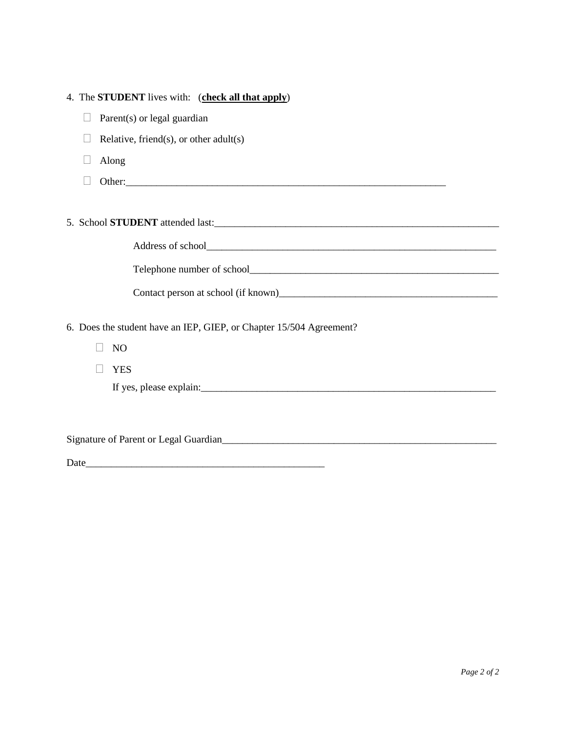4. The **STUDENT** lives with: (**<u>check all that apply</u>**)

   - ☐ Parent(s) or legal guardian
   - ☐ Relative, friend(s), or other adult(s)
   - ☐ Along
   - ☐ Other:_________________________________________________________________

5. School **STUDENT** attended last:____________________________________________________________

   Address of school____________________________________________________________

   Telephone number of school____________________________________________________

   Contact person at school (if known)_____________________________________________

6. Does the student have an IEP, GIEP, or Chapter 15/504 Agreement?

   - ☐ NO
   - ☐ YES

     If yes, please explain:_____________________________________________________________

Signature of Parent or Legal Guardian_________________________________________________________

Date_________________________________________________